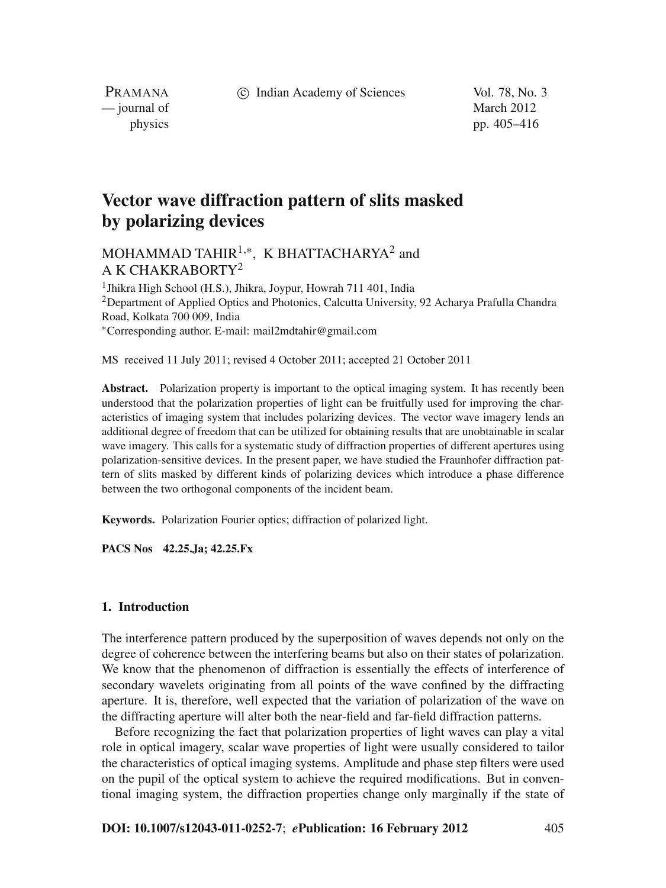// Pramana journal header omitted; keep title etc.
# Vector wave diffraction pattern of slits masked by polarizing devices

MOHAMMAD TAHIR[1,*], K BHATTACHARYA[2] and A K CHAKRABORTY[2]

[1]Jhikra High School (H.S.), Jhikra, Joypur, Howrah 711 401, India
[2]Department of Applied Optics and Photonics, Calcutta University, 92 Acharya Prafulla Chandra Road, Kolkata 700 009, India
[*]Corresponding author. E-mail: mail2mdtahir@gmail.com

MS received 11 July 2011; revised 4 October 2011; accepted 21 October 2011

**Abstract.** Polarization property is important to the optical imaging system. It has recently been understood that the polarization properties of light can be fruitfully used for improving the characteristics of imaging system that includes polarizing devices. The vector wave imagery lends an additional degree of freedom that can be utilized for obtaining results that are unobtainable in scalar wave imagery. This calls for a systematic study of diffraction properties of different apertures using polarization-sensitive devices. In the present paper, we have studied the Fraunhofer diffraction pattern of slits masked by different kinds of polarizing devices which introduce a phase difference between the two orthogonal components of the incident beam.

**Keywords.** Polarization Fourier optics; diffraction of polarized light.

**PACS Nos** 42.25.Ja; 42.25.Fx

## 1. Introduction

The interference pattern produced by the superposition of waves depends not only on the degree of coherence between the interfering beams but also on their states of polarization. We know that the phenomenon of diffraction is essentially the effects of interference of secondary wavelets originating from all points of the wave confined by the diffracting aperture. It is, therefore, well expected that the variation of polarization of the wave on the diffracting aperture will alter both the near-field and far-field diffraction patterns.

Before recognizing the fact that polarization properties of light waves can play a vital role in optical imagery, scalar wave properties of light were usually considered to tailor the characteristics of optical imaging systems. Amplitude and phase step filters were used on the pupil of the optical system to achieve the required modifications. But in conventional imaging system, the diffraction properties change only marginally if the state of

**DOI: 10.1007/s12043-011-0252-7**; ***e*Publication: 16 February 2012**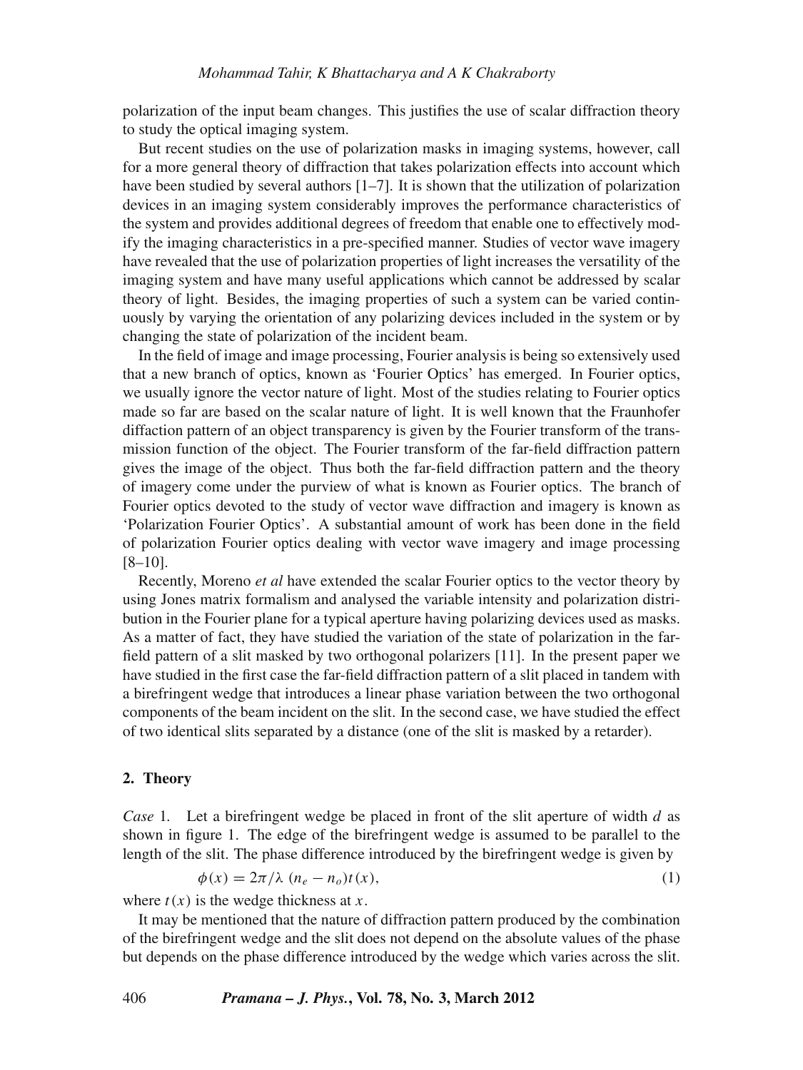polarization of the input beam changes. This justifies the use of scalar diffraction theory to study the optical imaging system.

But recent studies on the use of polarization masks in imaging systems, however, call for a more general theory of diffraction that takes polarization effects into account which have been studied by several authors [1–7]. It is shown that the utilization of polarization devices in an imaging system considerably improves the performance characteristics of the system and provides additional degrees of freedom that enable one to effectively modify the imaging characteristics in a pre-specified manner. Studies of vector wave imagery have revealed that the use of polarization properties of light increases the versatility of the imaging system and have many useful applications which cannot be addressed by scalar theory of light. Besides, the imaging properties of such a system can be varied continuously by varying the orientation of any polarizing devices included in the system or by changing the state of polarization of the incident beam.

In the field of image and image processing, Fourier analysis is being so extensively used that a new branch of optics, known as 'Fourier Optics' has emerged. In Fourier optics, we usually ignore the vector nature of light. Most of the studies relating to Fourier optics made so far are based on the scalar nature of light. It is well known that the Fraunhofer diffraction pattern of an object transparency is given by the Fourier transform of the transmission function of the object. The Fourier transform of the far-field diffraction pattern gives the image of the object. Thus both the far-field diffraction pattern and the theory of imagery come under the purview of what is known as Fourier optics. The branch of Fourier optics devoted to the study of vector wave diffraction and imagery is known as 'Polarization Fourier Optics'. A substantial amount of work has been done in the field of polarization Fourier optics dealing with vector wave imagery and image processing [8–10].

Recently, Moreno *et al* have extended the scalar Fourier optics to the vector theory by using Jones matrix formalism and analysed the variable intensity and polarization distribution in the Fourier plane for a typical aperture having polarizing devices used as masks. As a matter of fact, they have studied the variation of the state of polarization in the far-field pattern of a slit masked by two orthogonal polarizers [11]. In the present paper we have studied in the first case the far-field diffraction pattern of a slit placed in tandem with a birefringent wedge that introduces a linear phase variation between the two orthogonal components of the beam incident on the slit. In the second case, we have studied the effect of two identical slits separated by a distance (one of the slit is masked by a retarder).

## 2. Theory

*Case* 1. Let a birefringent wedge be placed in front of the slit aperture of width $d$ as shown in figure 1. The edge of the birefringent wedge is assumed to be parallel to the length of the slit. The phase difference introduced by the birefringent wedge is given by

$$\phi(x) = 2\pi/\lambda\ (n_e - n_o)t(x), \tag{1}$$

where $t(x)$ is the wedge thickness at $x$.

It may be mentioned that the nature of diffraction pattern produced by the combination of the birefringent wedge and the slit does not depend on the absolute values of the phase but depends on the phase difference introduced by the wedge which varies across the slit.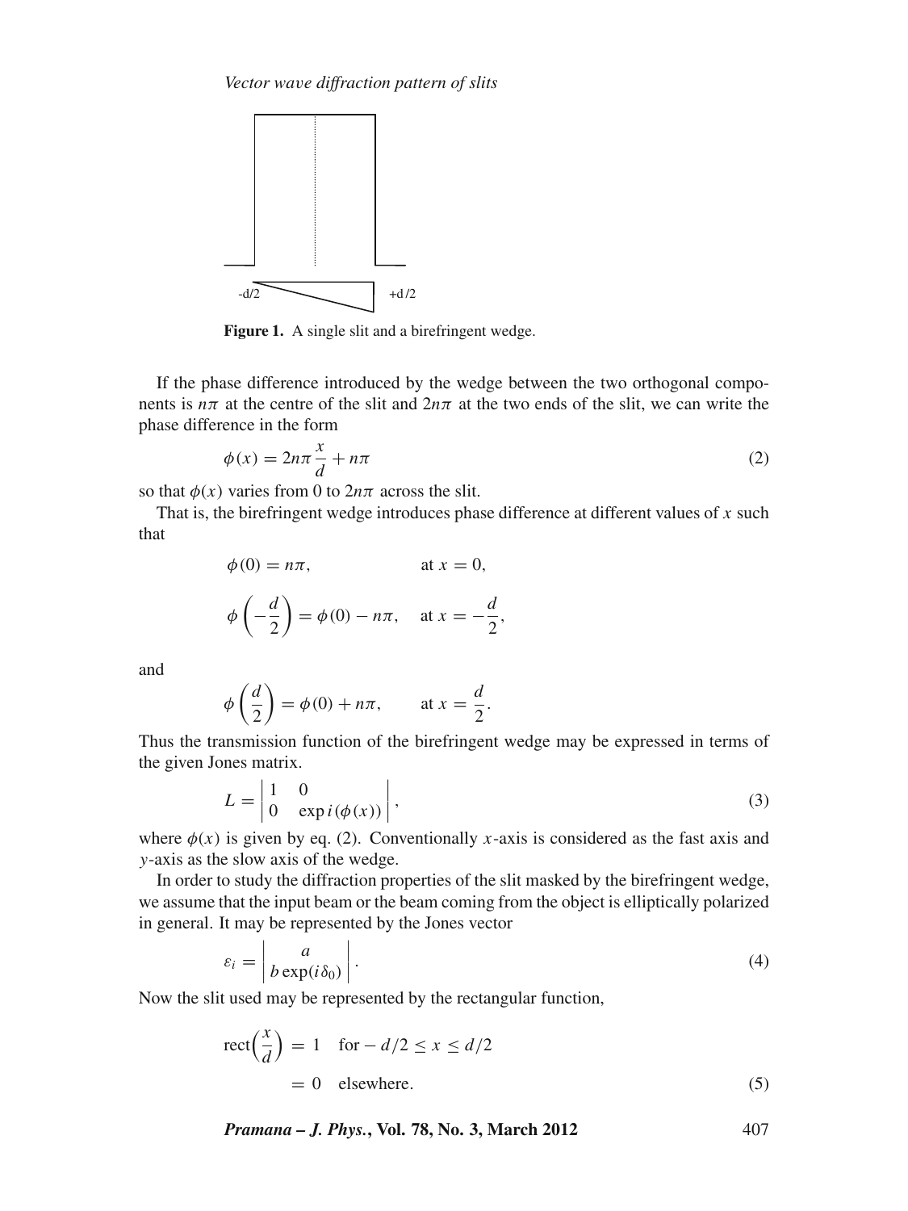Figure 1. A single slit and a birefringent wedge.

If the phase difference introduced by the wedge between the two orthogonal components is $n\pi$ at the centre of the slit and $2n\pi$ at the two ends of the slit, we can write the phase difference in the form

$$\phi(x) = 2n\pi \frac{x}{d} + n\pi \tag{2}$$

so that $\phi(x)$ varies from 0 to $2n\pi$ across the slit.

That is, the birefringent wedge introduces phase difference at different values of $x$ such that

$$\phi(0) = n\pi, \qquad \text{at } x = 0,$$

$$\phi\left(-\frac{d}{2}\right) = \phi(0) - n\pi, \quad \text{at } x = -\frac{d}{2},$$

and

$$\phi\left(\frac{d}{2}\right) = \phi(0) + n\pi, \qquad \text{at } x = \frac{d}{2}.$$

Thus the transmission function of the birefringent wedge may be expressed in terms of the given Jones matrix.

$$L = \begin{vmatrix} 1 & 0 \\ 0 & \exp i(\phi(x)) \end{vmatrix}, \tag{3}$$

where $\phi(x)$ is given by eq. (2). Conventionally $x$-axis is considered as the fast axis and $y$-axis as the slow axis of the wedge.

In order to study the diffraction properties of the slit masked by the birefringent wedge, we assume that the input beam or the beam coming from the object is elliptically polarized in general. It may be represented by the Jones vector

$$\varepsilon_i = \begin{vmatrix} a \\ b\exp(i\delta_0) \end{vmatrix}. \tag{4}$$

Now the slit used may be represented by the rectangular function,

$$\begin{aligned} \text{rect}\left(\frac{x}{d}\right) &= 1 \quad \text{for} -d/2 \le x \le d/2 \\ &= 0 \quad \text{elsewhere.} \end{aligned} \tag{5}$$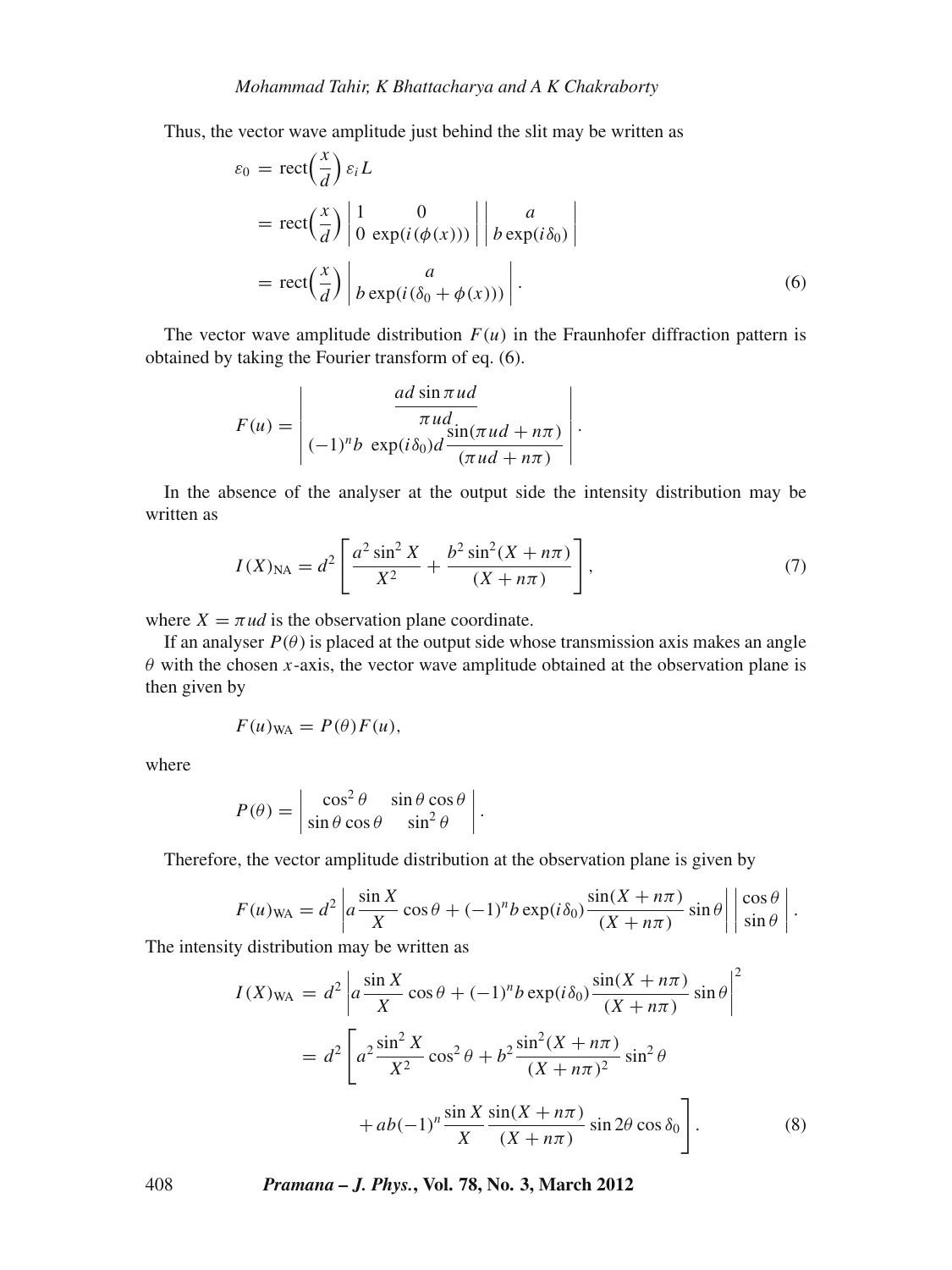Thus, the vector wave amplitude just behind the slit may be written as

$$
\begin{aligned}
\varepsilon_0 &= \operatorname{rect}\left(\frac{x}{d}\right) \varepsilon_i L \\
&= \operatorname{rect}\left(\frac{x}{d}\right) \begin{vmatrix} 1 & 0 \\ 0 & \exp(i(\phi(x))) \end{vmatrix} \begin{vmatrix} a \\ b\exp(i\delta_0) \end{vmatrix} \\
&= \operatorname{rect}\left(\frac{x}{d}\right) \begin{vmatrix} a \\ b\exp(i(\delta_0 + \phi(x))) \end{vmatrix}. \qquad (6)
\end{aligned}
$$

The vector wave amplitude distribution $F(u)$ in the Fraunhofer diffraction pattern is obtained by taking the Fourier transform of eq. (6).

$$
F(u) = \begin{vmatrix} \dfrac{ad\sin \pi ud}{\pi ud} \\ (-1)^n b \ \exp(i\delta_0) d \dfrac{\sin(\pi ud + n\pi)}{(\pi ud + n\pi)} \end{vmatrix}.
$$

In the absence of the analyser at the output side the intensity distribution may be written as

$$
I(X)_{\mathrm{NA}} = d^2 \left[ \frac{a^2 \sin^2 X}{X^2} + \frac{b^2 \sin^2(X + n\pi)}{(X + n\pi)} \right], \qquad (7)
$$

where $X = \pi ud$ is the observation plane coordinate.

If an analyser $P(\theta)$ is placed at the output side whose transmission axis makes an angle $\theta$ with the chosen $x$-axis, the vector wave amplitude obtained at the observation plane is then given by

$$
F(u)_{\mathrm{WA}} = P(\theta) F(u),
$$

where

$$
P(\theta) = \begin{vmatrix} \cos^2\theta & \sin\theta\cos\theta \\ \sin\theta\cos\theta & \sin^2\theta \end{vmatrix}.
$$

Therefore, the vector amplitude distribution at the observation plane is given by

$$
F(u)_{\mathrm{WA}} = d^2 \left| a\frac{\sin X}{X}\cos\theta + (-1)^n b\exp(i\delta_0)\frac{\sin(X + n\pi)}{(X + n\pi)}\sin\theta \right| \begin{vmatrix} \cos\theta \\ \sin\theta \end{vmatrix}.
$$

The intensity distribution may be written as

$$
\begin{aligned}
I(X)_{\mathrm{WA}} &= d^2 \left| a\frac{\sin X}{X}\cos\theta + (-1)^n b\exp(i\delta_0)\frac{\sin(X + n\pi)}{(X + n\pi)}\sin\theta \right|^2 \\
&= d^2 \left[ a^2\frac{\sin^2 X}{X^2}\cos^2\theta + b^2\frac{\sin^2(X + n\pi)}{(X + n\pi)^2}\sin^2\theta \right. \\
&\qquad \left. + ab(-1)^n \frac{\sin X}{X}\frac{\sin(X + n\pi)}{(X + n\pi)}\sin 2\theta\cos\delta_0 \right]. \qquad (8)
\end{aligned}
$$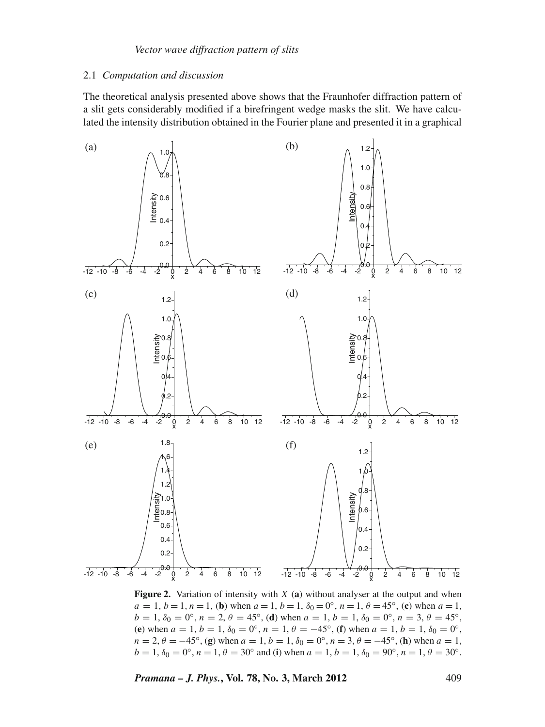### 2.1 *Computation and discussion*

The theoretical analysis presented above shows that the Fraunhofer diffraction pattern of a slit gets considerably modified if a birefringent wedge masks the slit. We have calculated the intensity distribution obtained in the Fourier plane and presented it in a graphical

**Figure 2.** Variation of intensity with $X$ (**a**) without analyser at the output and when $a = 1$, $b = 1$, $n = 1$, (**b**) when $a = 1$, $b = 1$, $\delta_0 = 0°$, $n = 1$, $\theta = 45°$, (**c**) when $a = 1$, $b = 1$, $\delta_0 = 0°$, $n = 2$, $\theta = 45°$, (**d**) when $a = 1$, $b = 1$, $\delta_0 = 0°$, $n = 3$, $\theta = 45°$, (**e**) when $a = 1$, $b = 1$, $\delta_0 = 0°$, $n = 1$, $\theta = -45°$, (**f**) when $a = 1$, $b = 1$, $\delta_0 = 0°$, $n = 2$, $\theta = -45°$, (**g**) when $a = 1$, $b = 1$, $\delta_0 = 0°$, $n = 3$, $\theta = -45°$, (**h**) when $a = 1$, $b = 1$, $\delta_0 = 0°$, $n = 1$, $\theta = 30°$ and (**i**) when $a = 1$, $b = 1$, $\delta_0 = 90°$, $n = 1$, $\theta = 30°$.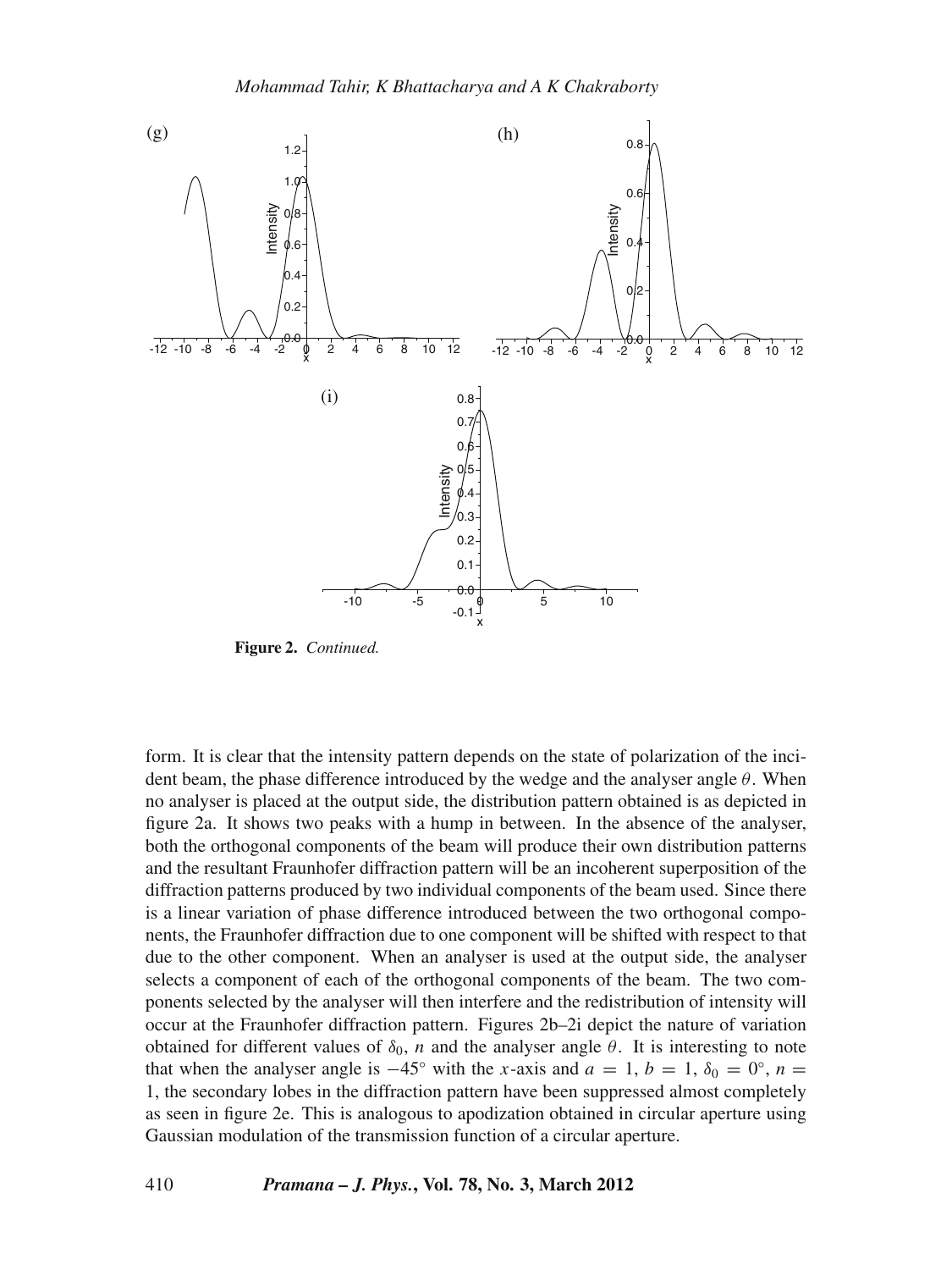**Figure 2.** *Continued.*

form. It is clear that the intensity pattern depends on the state of polarization of the incident beam, the phase difference introduced by the wedge and the analyser angle $\theta$. When no analyser is placed at the output side, the distribution pattern obtained is as depicted in figure 2a. It shows two peaks with a hump in between. In the absence of the analyser, both the orthogonal components of the beam will produce their own distribution patterns and the resultant Fraunhofer diffraction pattern will be an incoherent superposition of the diffraction patterns produced by two individual components of the beam used. Since there is a linear variation of phase difference introduced between the two orthogonal components, the Fraunhofer diffraction due to one component will be shifted with respect to that due to the other component. When an analyser is used at the output side, the analyser selects a component of each of the orthogonal components of the beam. The two components selected by the analyser will then interfere and the redistribution of intensity will occur at the Fraunhofer diffraction pattern. Figures 2b–2i depict the nature of variation obtained for different values of $\delta_0$, $n$ and the analyser angle $\theta$. It is interesting to note that when the analyser angle is $-45^\circ$ with the $x$-axis and $a = 1$, $b = 1$, $\delta_0 = 0^\circ$, $n = 1$, the secondary lobes in the diffraction pattern have been suppressed almost completely as seen in figure 2e. This is analogous to apodization obtained in circular aperture using Gaussian modulation of the transmission function of a circular aperture.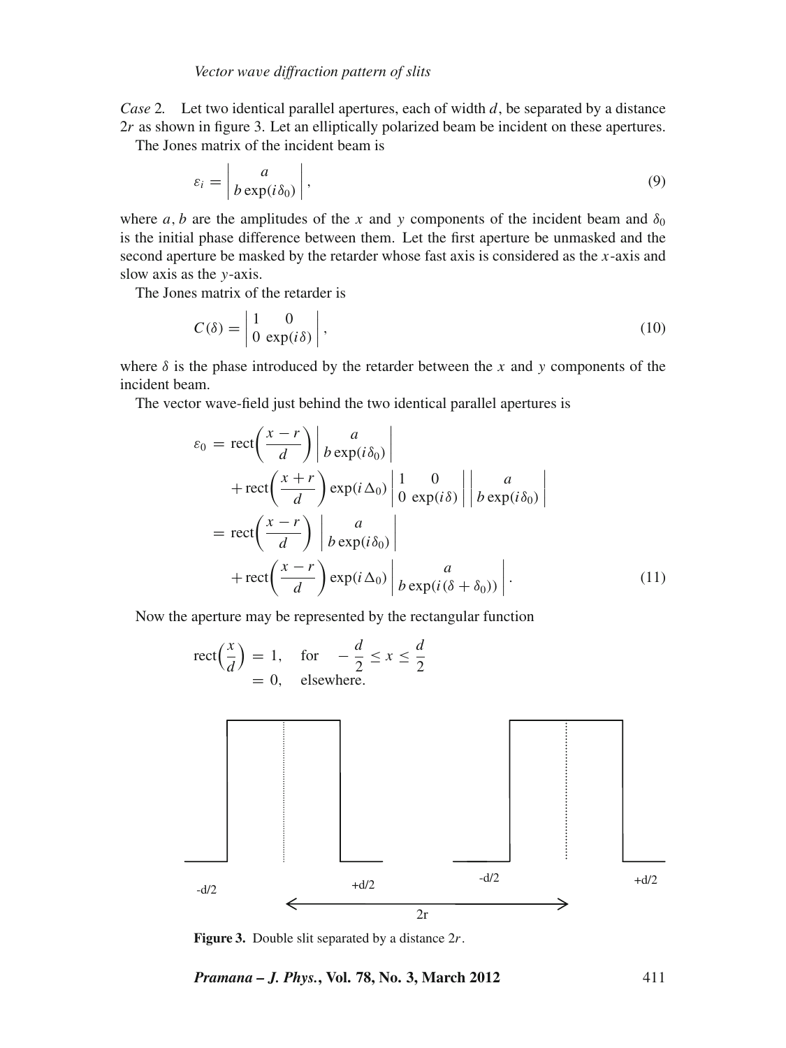*Case* 2. Let two identical parallel apertures, each of width $d$, be separated by a distance $2r$ as shown in figure 3. Let an elliptically polarized beam be incident on these apertures.

The Jones matrix of the incident beam is

$$\varepsilon_i = \begin{vmatrix} a \\ b\exp(i\delta_0) \end{vmatrix}, \tag{9}$$

where $a, b$ are the amplitudes of the $x$ and $y$ components of the incident beam and $\delta_0$ is the initial phase difference between them. Let the first aperture be unmasked and the second aperture be masked by the retarder whose fast axis is considered as the $x$-axis and slow axis as the $y$-axis.

The Jones matrix of the retarder is

$$C(\delta) = \begin{vmatrix} 1 & 0 \\ 0 & \exp(i\delta) \end{vmatrix}, \tag{10}$$

where $\delta$ is the phase introduced by the retarder between the $x$ and $y$ components of the incident beam.

The vector wave-field just behind the two identical parallel apertures is

$$\begin{aligned} \varepsilon_0 &= \mathrm{rect}\left(\frac{x-r}{d}\right) \begin{vmatrix} a \\ b\exp(i\delta_0) \end{vmatrix} \\ &\quad + \mathrm{rect}\left(\frac{x+r}{d}\right) \exp(i\Delta_0) \begin{vmatrix} 1 & 0 \\ 0 & \exp(i\delta) \end{vmatrix} \begin{vmatrix} a \\ b\exp(i\delta_0) \end{vmatrix} \\ &= \mathrm{rect}\left(\frac{x-r}{d}\right) \begin{vmatrix} a \\ b\exp(i\delta_0) \end{vmatrix} \\ &\quad + \mathrm{rect}\left(\frac{x-r}{d}\right) \exp(i\Delta_0) \begin{vmatrix} a \\ b\exp(i(\delta+\delta_0)) \end{vmatrix}. \end{aligned} \tag{11}$$

Now the aperture may be represented by the rectangular function

$$\begin{aligned} \mathrm{rect}\left(\frac{x}{d}\right) &= 1, \quad \text{for} \quad -\frac{d}{2} \le x \le \frac{d}{2} \\ &= 0, \quad \text{elsewhere.} \end{aligned}$$

**Figure 3.** Double slit separated by a distance $2r$.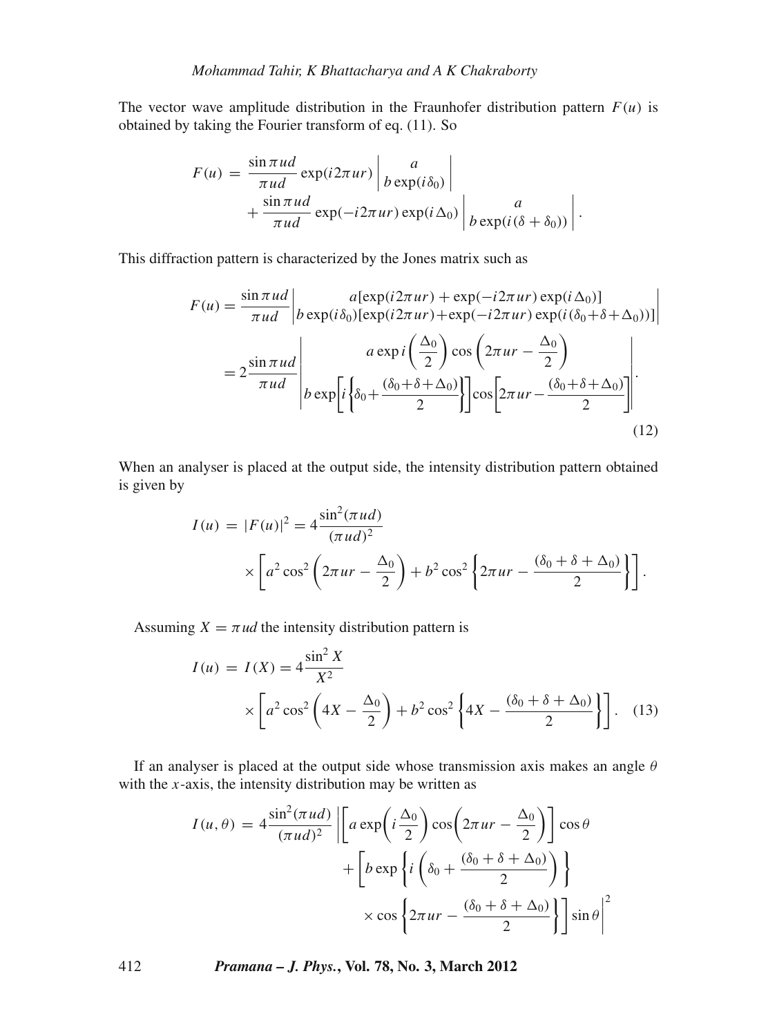The vector wave amplitude distribution in the Fraunhofer distribution pattern $F(u)$ is obtained by taking the Fourier transform of eq. (11). So

$$F(u) = \frac{\sin \pi ud}{\pi ud} \exp(i2\pi ur) \begin{vmatrix} a \\ b\exp(i\delta_0) \end{vmatrix} + \frac{\sin \pi ud}{\pi ud} \exp(-i2\pi ur) \exp(i\Delta_0) \begin{vmatrix} a \\ b\exp(i(\delta + \delta_0)) \end{vmatrix}.$$

This diffraction pattern is characterized by the Jones matrix such as

$$F(u) = \frac{\sin \pi ud}{\pi ud} \begin{vmatrix} a[\exp(i2\pi ur) + \exp(-i2\pi ur)\exp(i\Delta_0)] \\ b\exp(i\delta_0)[\exp(i2\pi ur) + \exp(-i2\pi ur)\exp(i(\delta_0 + \delta + \Delta_0))] \end{vmatrix}$$
$$= 2\frac{\sin \pi ud}{\pi ud} \begin{vmatrix} a \exp i\left(\frac{\Delta_0}{2}\right) \cos\left(2\pi ur - \frac{\Delta_0}{2}\right) \\ b\exp\left[i\left\{\delta_0 + \frac{(\delta_0 + \delta + \Delta_0)}{2}\right\}\right] \cos\left[2\pi ur - \frac{(\delta_0 + \delta + \Delta_0)}{2}\right] \end{vmatrix}. \tag{12}$$

When an analyser is placed at the output side, the intensity distribution pattern obtained is given by

$$I(u) = |F(u)|^2 = 4\frac{\sin^2(\pi ud)}{(\pi ud)^2} \times \left[a^2 \cos^2\left(2\pi ur - \frac{\Delta_0}{2}\right) + b^2 \cos^2\left\{2\pi ur - \frac{(\delta_0 + \delta + \Delta_0)}{2}\right\}\right].$$

Assuming $X = \pi ud$ the intensity distribution pattern is

$$I(u) = I(X) = 4\frac{\sin^2 X}{X^2} \times \left[a^2 \cos^2\left(4X - \frac{\Delta_0}{2}\right) + b^2 \cos^2\left\{4X - \frac{(\delta_0 + \delta + \Delta_0)}{2}\right\}\right]. \tag{13}$$

If an analyser is placed at the output side whose transmission axis makes an angle $\theta$ with the $x$-axis, the intensity distribution may be written as

$$I(u,\theta) = 4\frac{\sin^2(\pi ud)}{(\pi ud)^2} \left| \left[a \exp\left(i\frac{\Delta_0}{2}\right) \cos\left(2\pi ur - \frac{\Delta_0}{2}\right)\right] \cos\theta + \left[b \exp\left\{i\left(\delta_0 + \frac{(\delta_0 + \delta + \Delta_0)}{2}\right)\right\} \times \cos\left\{2\pi ur - \frac{(\delta_0 + \delta + \Delta_0)}{2}\right\}\right] \sin\theta \right|^2$$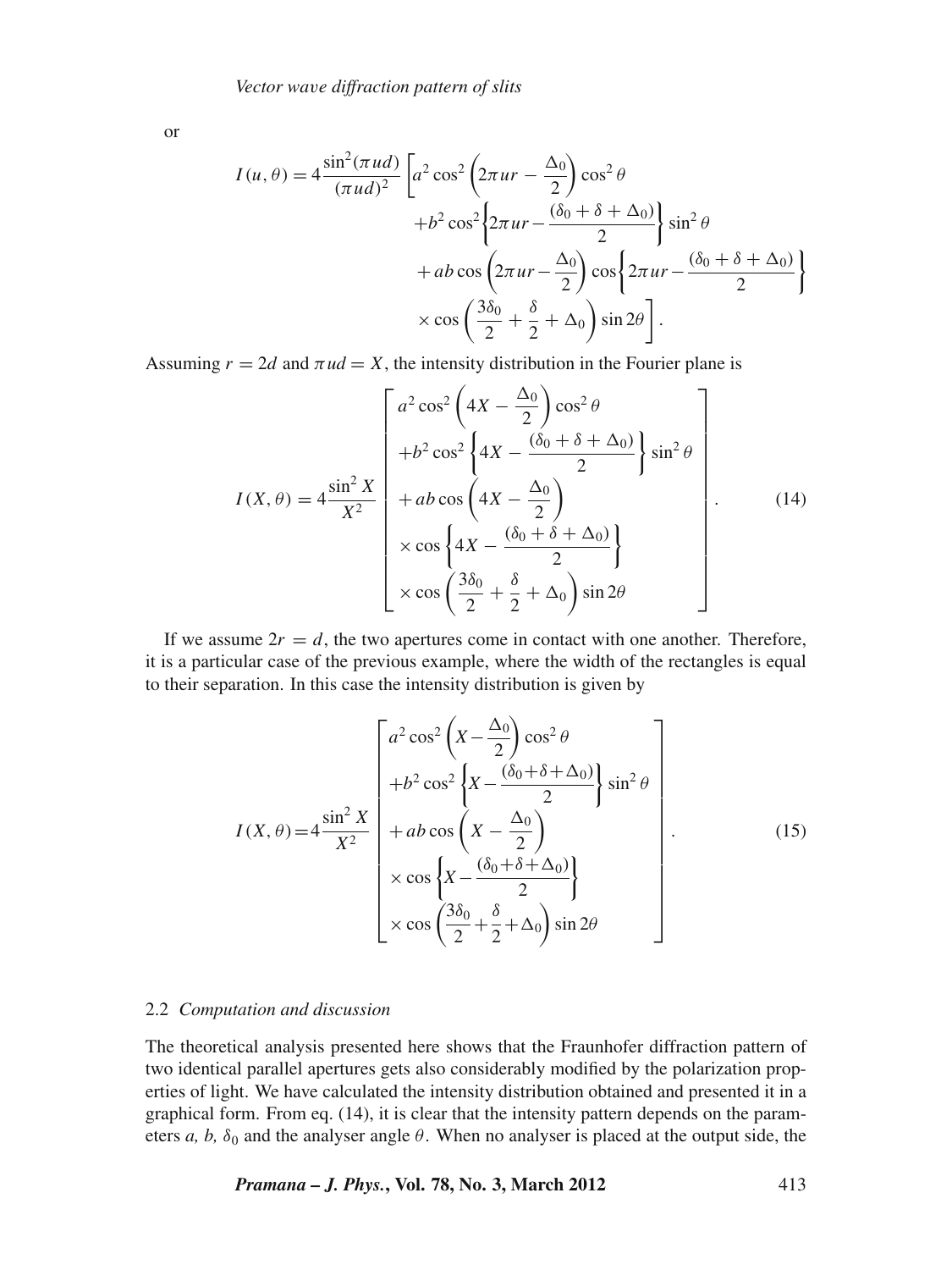or

$$I(u,\theta) = 4\frac{\sin^2(\pi u d)}{(\pi u d)^2}\left[a^2\cos^2\left(2\pi u r - \frac{\Delta_0}{2}\right)\cos^2\theta \right.$$
$$+ b^2\cos^2\left\{2\pi u r - \frac{(\delta_0+\delta+\Delta_0)}{2}\right\}\sin^2\theta$$
$$+ ab\cos\left(2\pi u r - \frac{\Delta_0}{2}\right)\cos\left\{2\pi u r - \frac{(\delta_0+\delta+\Delta_0)}{2}\right\}$$
$$\left. \times\cos\left(\frac{3\delta_0}{2}+\frac{\delta}{2}+\Delta_0\right)\sin 2\theta\right].$$

Assuming $r = 2d$ and $\pi u d = X$, the intensity distribution in the Fourier plane is

$$I(X,\theta) = 4\frac{\sin^2 X}{X^2}\begin{bmatrix} a^2\cos^2\left(4X - \dfrac{\Delta_0}{2}\right)\cos^2\theta \\ +b^2\cos^2\left\{4X - \dfrac{(\delta_0+\delta+\Delta_0)}{2}\right\}\sin^2\theta \\ +ab\cos\left(4X - \dfrac{\Delta_0}{2}\right) \\ \times\cos\left\{4X - \dfrac{(\delta_0+\delta+\Delta_0)}{2}\right\} \\ \times\cos\left(\dfrac{3\delta_0}{2}+\dfrac{\delta}{2}+\Delta_0\right)\sin 2\theta \end{bmatrix}. \quad (14)$$

If we assume $2r = d$, the two apertures come in contact with one another. Therefore, it is a particular case of the previous example, where the width of the rectangles is equal to their separation. In this case the intensity distribution is given by

$$I(X,\theta) = 4\frac{\sin^2 X}{X^2}\begin{bmatrix} a^2\cos^2\left(X - \dfrac{\Delta_0}{2}\right)\cos^2\theta \\ +b^2\cos^2\left\{X - \dfrac{(\delta_0+\delta+\Delta_0)}{2}\right\}\sin^2\theta \\ +ab\cos\left(X - \dfrac{\Delta_0}{2}\right) \\ \times\cos\left\{X - \dfrac{(\delta_0+\delta+\Delta_0)}{2}\right\} \\ \times\cos\left(\dfrac{3\delta_0}{2}+\dfrac{\delta}{2}+\Delta_0\right)\sin 2\theta \end{bmatrix}. \quad (15)$$

### 2.2 *Computation and discussion*

The theoretical analysis presented here shows that the Fraunhofer diffraction pattern of two identical parallel apertures gets also considerably modified by the polarization properties of light. We have calculated the intensity distribution obtained and presented it in a graphical form. From eq. (14), it is clear that the intensity pattern depends on the parameters *a, b,* $\delta_0$ and the analyser angle $\theta$. When no analyser is placed at the output side, the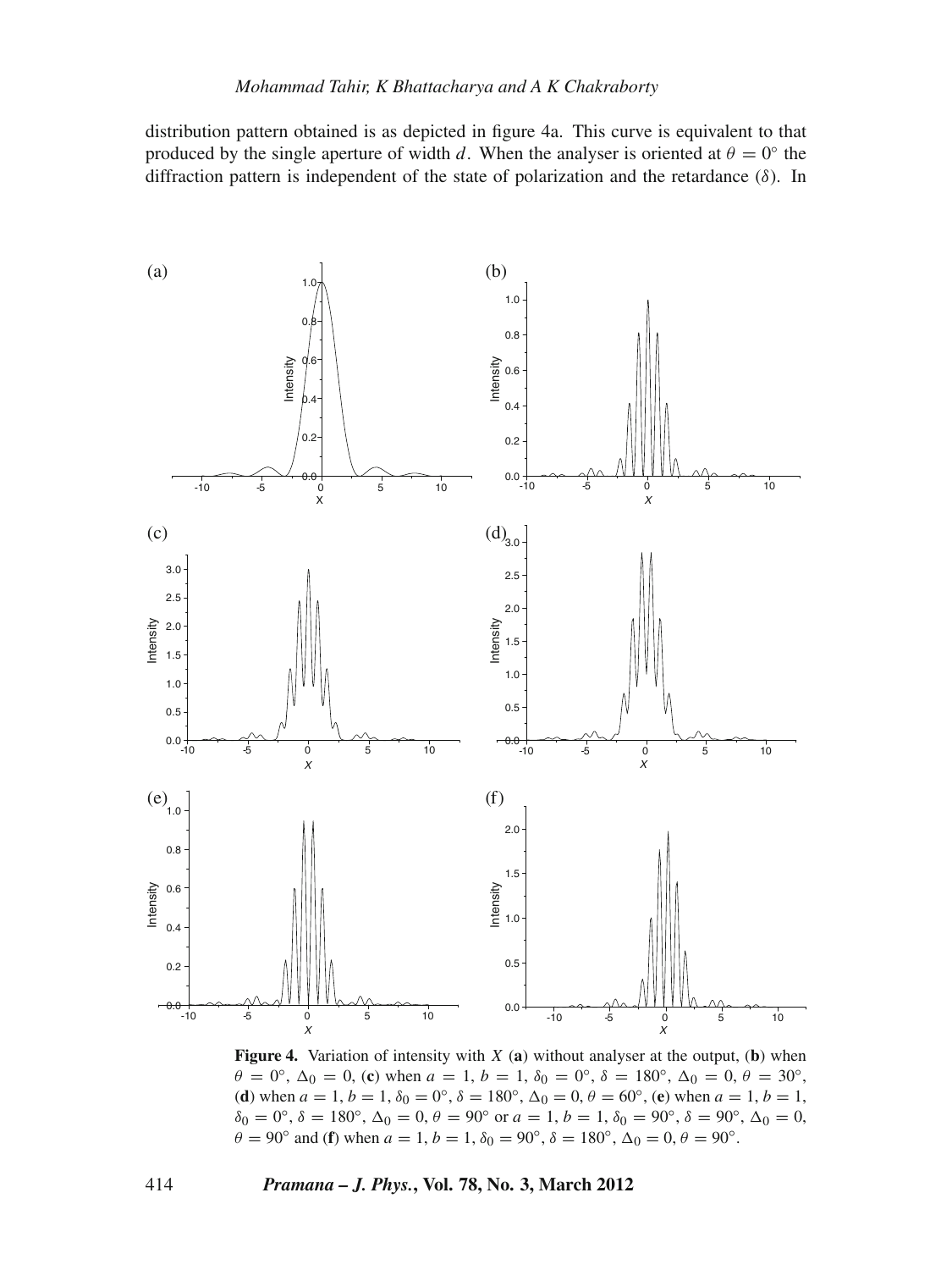distribution pattern obtained is as depicted in figure 4a. This curve is equivalent to that produced by the single aperture of width $d$. When the analyser is oriented at $\theta = 0°$ the diffraction pattern is independent of the state of polarization and the retardance ($\delta$). In

**Figure 4.** Variation of intensity with $X$ (**a**) without analyser at the output, (**b**) when $\theta = 0°$, $\Delta_0 = 0$, (**c**) when $a = 1$, $b = 1$, $\delta_0 = 0°$, $\delta = 180°$, $\Delta_0 = 0$, $\theta = 30°$, (**d**) when $a = 1$, $b = 1$, $\delta_0 = 0°$, $\delta = 180°$, $\Delta_0 = 0$, $\theta = 60°$, (**e**) when $a = 1$, $b = 1$, $\delta_0 = 0°$, $\delta = 180°$, $\Delta_0 = 0$, $\theta = 90°$ or $a = 1$, $b = 1$, $\delta_0 = 90°$, $\delta = 90°$, $\Delta_0 = 0$, $\theta = 90°$ and (**f**) when $a = 1$, $b = 1$, $\delta_0 = 90°$, $\delta = 180°$, $\Delta_0 = 0$, $\theta = 90°$.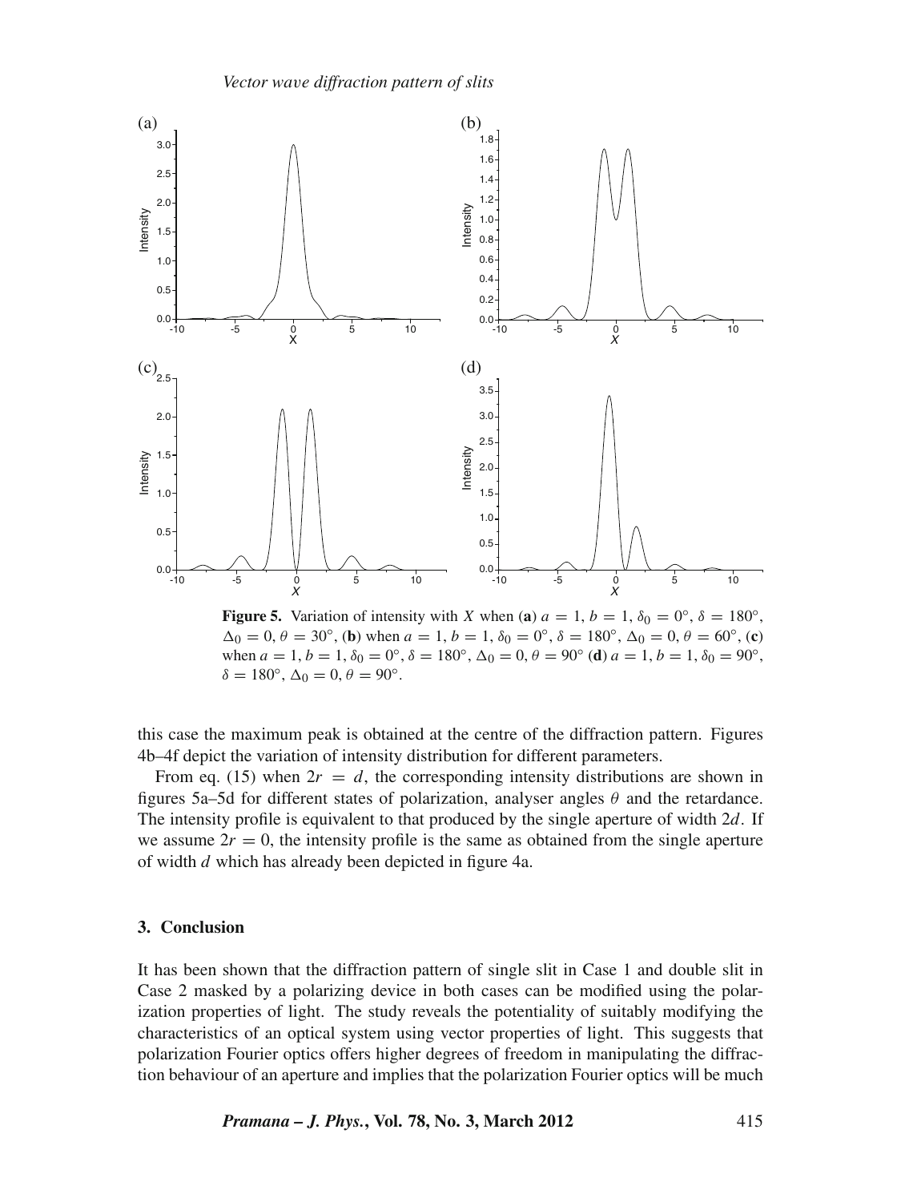**Figure 5.** Variation of intensity with $X$ when (**a**) $a = 1$, $b = 1$, $\delta_0 = 0°$, $\delta = 180°$, $\Delta_0 = 0$, $\theta = 30°$, (**b**) when $a = 1$, $b = 1$, $\delta_0 = 0°$, $\delta = 180°$, $\Delta_0 = 0$, $\theta = 60°$, (**c**) when $a = 1$, $b = 1$, $\delta_0 = 0°$, $\delta = 180°$, $\Delta_0 = 0$, $\theta = 90°$ (**d**) $a = 1$, $b = 1$, $\delta_0 = 90°$, $\delta = 180°$, $\Delta_0 = 0$, $\theta = 90°$.

this case the maximum peak is obtained at the centre of the diffraction pattern. Figures 4b–4f depict the variation of intensity distribution for different parameters.

From eq. (15) when $2r = d$, the corresponding intensity distributions are shown in figures 5a–5d for different states of polarization, analyser angles $\theta$ and the retardance. The intensity profile is equivalent to that produced by the single aperture of width $2d$. If we assume $2r = 0$, the intensity profile is the same as obtained from the single aperture of width $d$ which has already been depicted in figure 4a.

## 3. Conclusion

It has been shown that the diffraction pattern of single slit in Case 1 and double slit in Case 2 masked by a polarizing device in both cases can be modified using the polarization properties of light. The study reveals the potentiality of suitably modifying the characteristics of an optical system using vector properties of light. This suggests that polarization Fourier optics offers higher degrees of freedom in manipulating the diffraction behaviour of an aperture and implies that the polarization Fourier optics will be much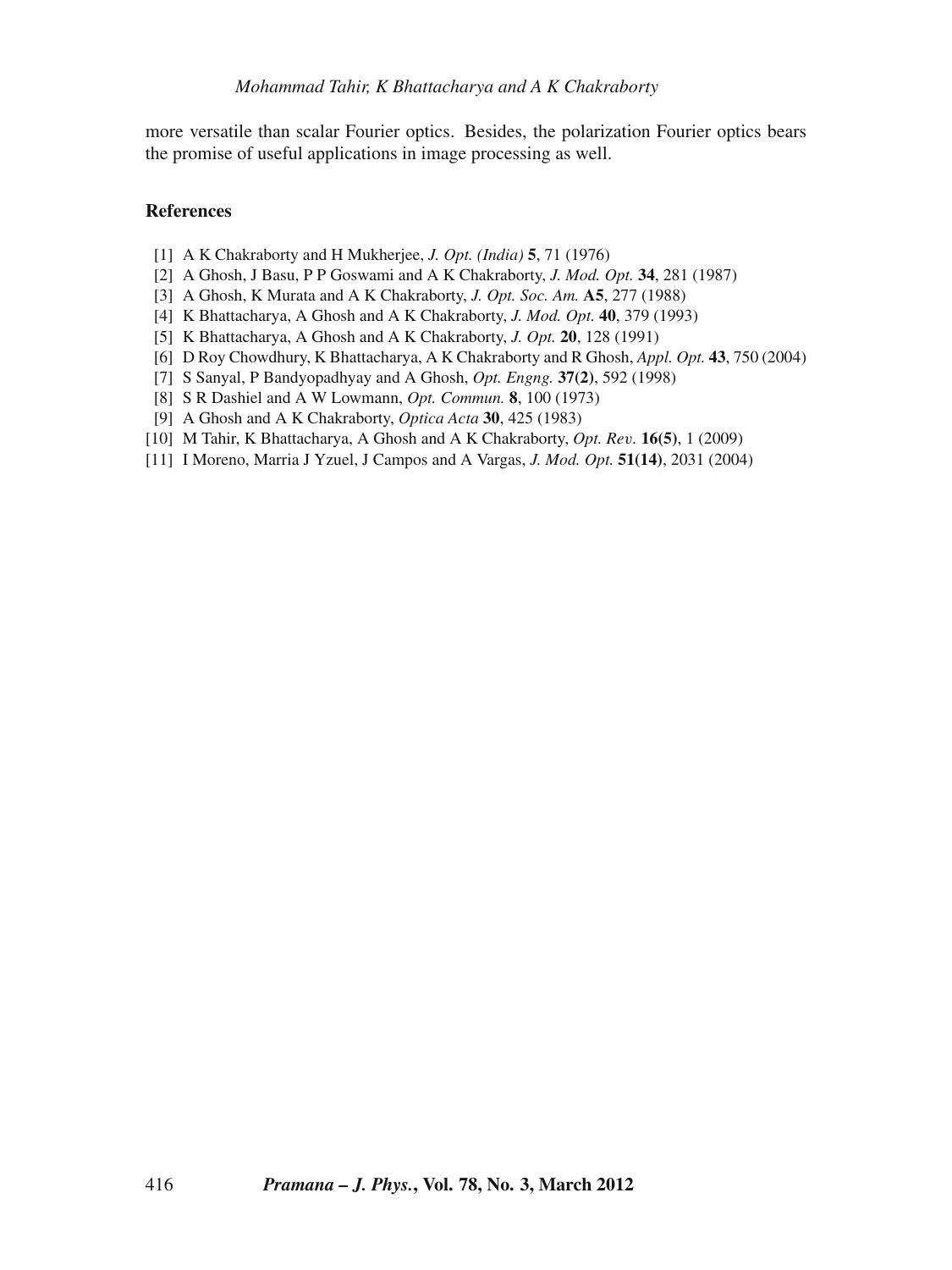more versatile than scalar Fourier optics. Besides, the polarization Fourier optics bears the promise of useful applications in image processing as well.

## References

[1] A K Chakraborty and H Mukherjee, *J. Opt. (India)* **5**, 71 (1976)

[2] A Ghosh, J Basu, P P Goswami and A K Chakraborty, *J. Mod. Opt.* **34**, 281 (1987)

[3] A Ghosh, K Murata and A K Chakraborty, *J. Opt. Soc. Am.* **A5**, 277 (1988)

[4] K Bhattacharya, A Ghosh and A K Chakraborty, *J. Mod. Opt.* **40**, 379 (1993)

[5] K Bhattacharya, A Ghosh and A K Chakraborty, *J. Opt.* **20**, 128 (1991)

[6] D Roy Chowdhury, K Bhattacharya, A K Chakraborty and R Ghosh, *Appl. Opt.* **43**, 750 (2004)

[7] S Sanyal, P Bandyopadhyay and A Ghosh, *Opt. Engng.* **37(2)**, 592 (1998)

[8] S R Dashiel and A W Lowmann, *Opt. Commun.* **8**, 100 (1973)

[9] A Ghosh and A K Chakraborty, *Optica Acta* **30**, 425 (1983)

[10] M Tahir, K Bhattacharya, A Ghosh and A K Chakraborty, *Opt. Rev.* **16(5)**, 1 (2009)

[11] I Moreno, Marria J Yzuel, J Campos and A Vargas, *J. Mod. Opt.* **51(14)**, 2031 (2004)